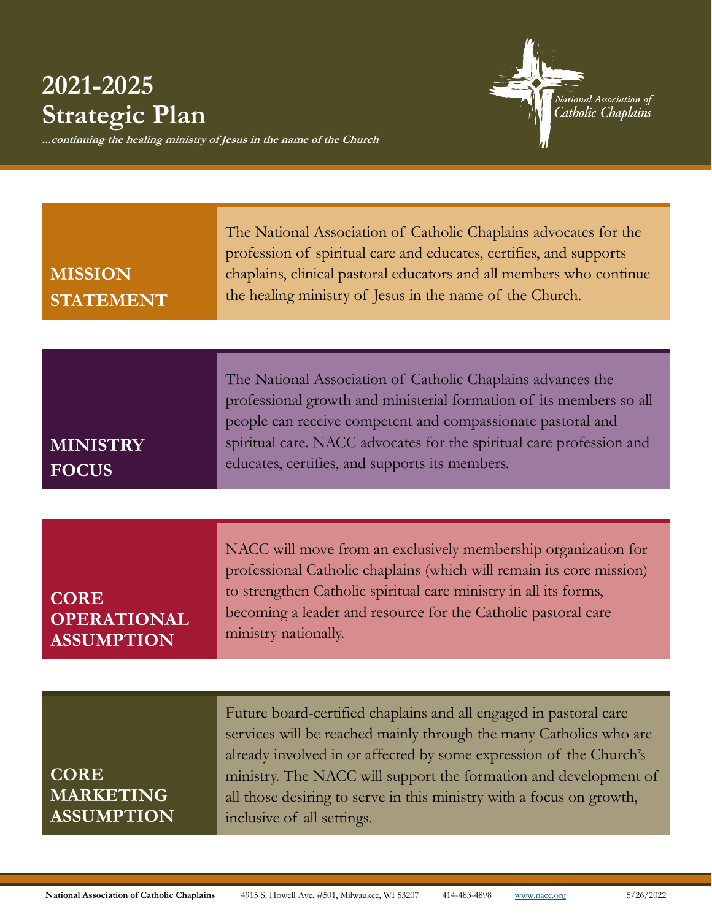# 2021-2025 Strategic Plan

***...continuing the healing ministry of Jesus in the name of the Church***

National Association of Catholic Chaplains

## MISSION STATEMENT

The National Association of Catholic Chaplains advocates for the profession of spiritual care and educates, certifies, and supports chaplains, clinical pastoral educators and all members who continue the healing ministry of Jesus in the name of the Church.

## MINISTRY FOCUS

The National Association of Catholic Chaplains advances the professional growth and ministerial formation of its members so all people can receive competent and compassionate pastoral and spiritual care. NACC advocates for the spiritual care profession and educates, certifies, and supports its members.

## CORE OPERATIONAL ASSUMPTION

NACC will move from an exclusively membership organization for professional Catholic chaplains (which will remain its core mission) to strengthen Catholic spiritual care ministry in all its forms, becoming a leader and resource for the Catholic pastoral care ministry nationally.

## CORE MARKETING ASSUMPTION

Future board-certified chaplains and all engaged in pastoral care services will be reached mainly through the many Catholics who are already involved in or affected by some expression of the Church's ministry. The NACC will support the formation and development of all those desiring to serve in this ministry with a focus on growth, inclusive of all settings.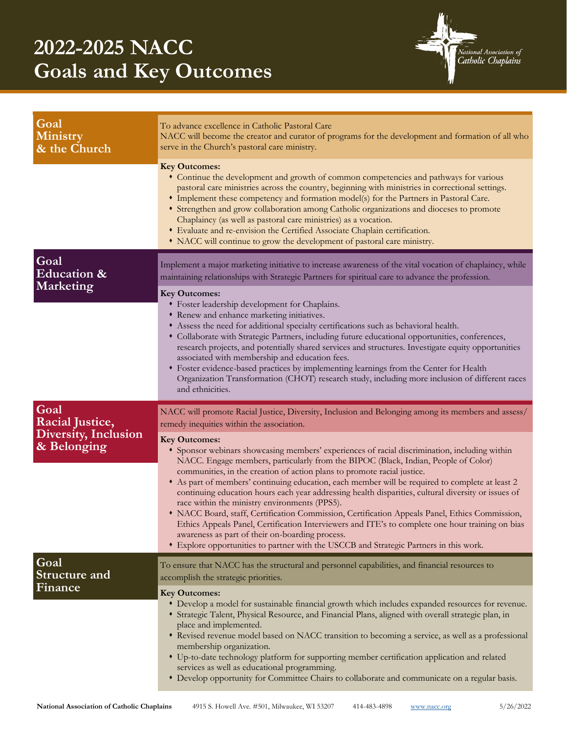# 2022-2025 NACC Goals and Key Outcomes

## Goal Ministry & the Church

To advance excellence in Catholic Pastoral Care
NACC will become the creator and curator of programs for the development and formation of all who serve in the Church's pastoral care ministry.

**Key Outcomes:**

- Continue the development and growth of common competencies and pathways for various pastoral care ministries across the country, beginning with ministries in correctional settings.
- Implement these competency and formation model(s) for the Partners in Pastoral Care.
- Strengthen and grow collaboration among Catholic organizations and dioceses to promote Chaplaincy (as well as pastoral care ministries) as a vocation.
- Evaluate and re-envision the Certified Associate Chaplain certification.
- NACC will continue to grow the development of pastoral care ministry.

## Goal Education & Marketing

Implement a major marketing initiative to increase awareness of the vital vocation of chaplaincy, while maintaining relationships with Strategic Partners for spiritual care to advance the profession.

**Key Outcomes:**

- Foster leadership development for Chaplains.
- Renew and enhance marketing initiatives.
- Assess the need for additional specialty certifications such as behavioral health.
- Collaborate with Strategic Partners, including future educational opportunities, conferences, research projects, and potentially shared services and structures. Investigate equity opportunities associated with membership and education fees.
- Foster evidence-based practices by implementing learnings from the Center for Health Organization Transformation (CHOT) research study, including more inclusion of different races and ethnicities.

## Goal Racial Justice, Diversity, Inclusion & Belonging

NACC will promote Racial Justice, Diversity, Inclusion and Belonging among its members and assess/remedy inequities within the association.

**Key Outcomes:**

- Sponsor webinars showcasing members' experiences of racial discrimination, including within NACC. Engage members, particularly from the BIPOC (Black, Indian, People of Color) communities, in the creation of action plans to promote racial justice.
- As part of members' continuing education, each member will be required to complete at least 2 continuing education hours each year addressing health disparities, cultural diversity or issues of race within the ministry environments (PPS5).
- NACC Board, staff, Certification Commission, Certification Appeals Panel, Ethics Commission, Ethics Appeals Panel, Certification Interviewers and ITE's to complete one hour training on bias awareness as part of their on-boarding process.
- Explore opportunities to partner with the USCCB and Strategic Partners in this work.

## Goal Structure and Finance

To ensure that NACC has the structural and personnel capabilities, and financial resources to accomplish the strategic priorities.

**Key Outcomes:**

- Develop a model for sustainable financial growth which includes expanded resources for revenue.
- Strategic Talent, Physical Resource, and Financial Plans, aligned with overall strategic plan, in place and implemented.
- Revised revenue model based on NACC transition to becoming a service, as well as a professional membership organization.
- Up-to-date technology platform for supporting member certification application and related services as well as educational programming.
- Develop opportunity for Committee Chairs to collaborate and communicate on a regular basis.

**National Association of Catholic Chaplains** 4915 S. Howell Ave. #501, Milwaukee, WI 53207 414-483-4898 www.nacc.org 5/26/2022